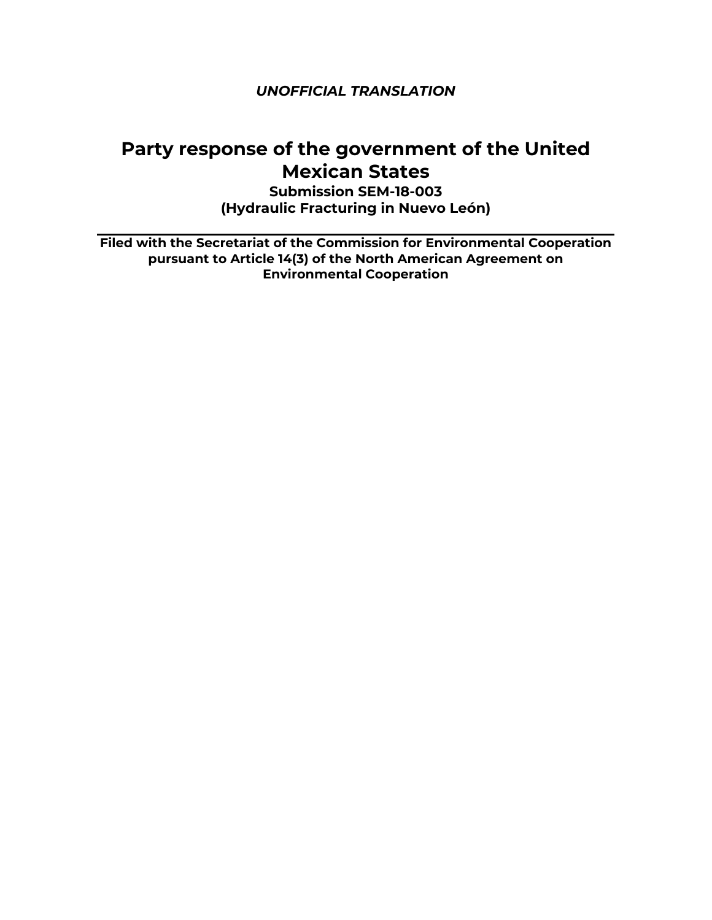*UNOFFICIAL TRANSLATION*

# Party response of the government of the United Mexican States

**Submission SEM-18-003**
**(Hydraulic Fracturing in Nuevo León)**

---

**Filed with the Secretariat of the Commission for Environmental Cooperation pursuant to Article 14(3) of the North American Agreement on Environmental Cooperation**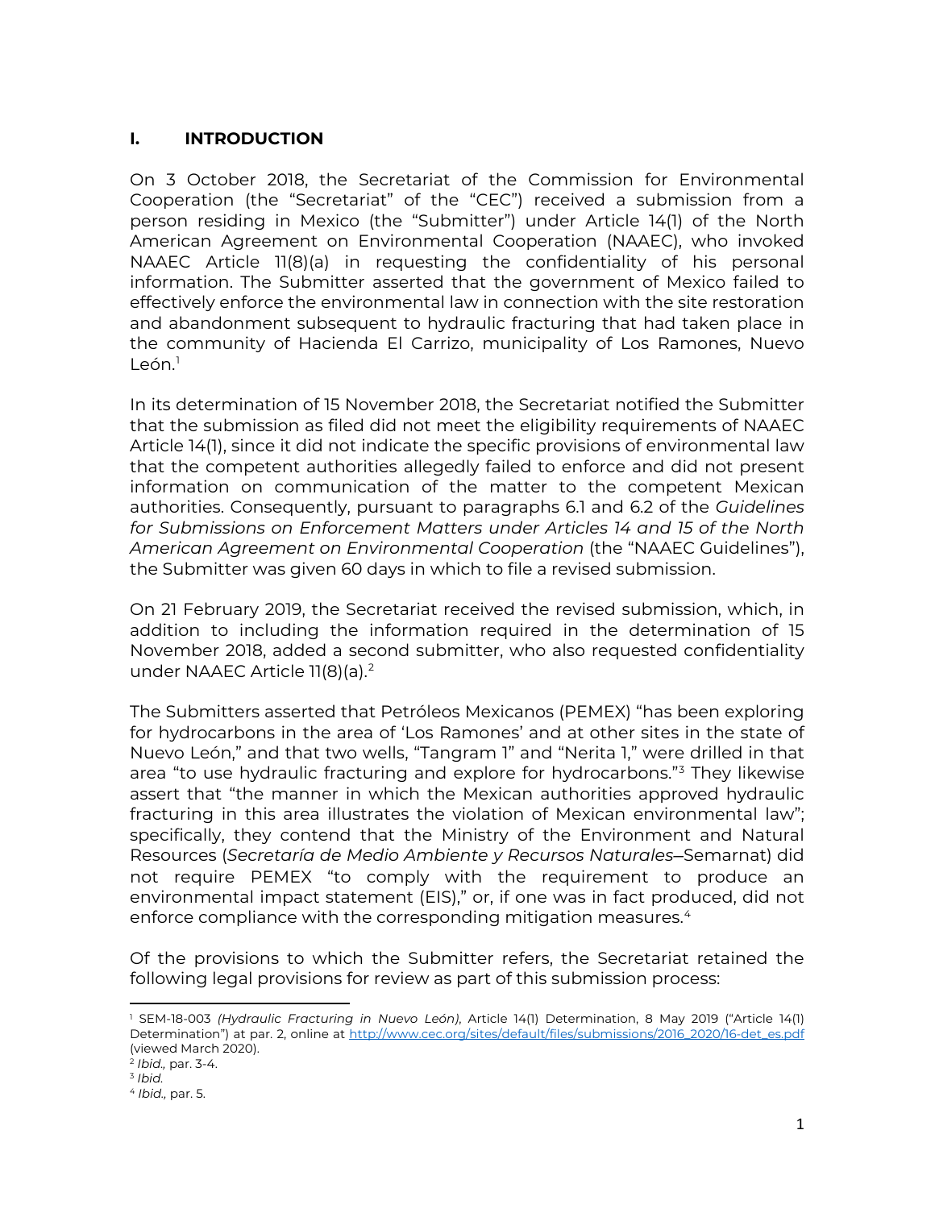## I. INTRODUCTION

On 3 October 2018, the Secretariat of the Commission for Environmental Cooperation (the "Secretariat" of the "CEC") received a submission from a person residing in Mexico (the "Submitter") under Article 14(1) of the North American Agreement on Environmental Cooperation (NAAEC), who invoked NAAEC Article 11(8)(a) in requesting the confidentiality of his personal information. The Submitter asserted that the government of Mexico failed to effectively enforce the environmental law in connection with the site restoration and abandonment subsequent to hydraulic fracturing that had taken place in the community of Hacienda El Carrizo, municipality of Los Ramones, Nuevo León.[1]

In its determination of 15 November 2018, the Secretariat notified the Submitter that the submission as filed did not meet the eligibility requirements of NAAEC Article 14(1), since it did not indicate the specific provisions of environmental law that the competent authorities allegedly failed to enforce and did not present information on communication of the matter to the competent Mexican authorities. Consequently, pursuant to paragraphs 6.1 and 6.2 of the *Guidelines for Submissions on Enforcement Matters under Articles 14 and 15 of the North American Agreement on Environmental Cooperation* (the "NAAEC Guidelines"), the Submitter was given 60 days in which to file a revised submission.

On 21 February 2019, the Secretariat received the revised submission, which, in addition to including the information required in the determination of 15 November 2018, added a second submitter, who also requested confidentiality under NAAEC Article 11(8)(a).[2]

The Submitters asserted that Petróleos Mexicanos (PEMEX) "has been exploring for hydrocarbons in the area of 'Los Ramones' and at other sites in the state of Nuevo León," and that two wells, "Tangram 1" and "Nerita 1," were drilled in that area "to use hydraulic fracturing and explore for hydrocarbons."[3] They likewise assert that "the manner in which the Mexican authorities approved hydraulic fracturing in this area illustrates the violation of Mexican environmental law"; specifically, they contend that the Ministry of the Environment and Natural Resources (*Secretaría de Medio Ambiente y Recursos Naturales*—Semarnat) did not require PEMEX "to comply with the requirement to produce an environmental impact statement (EIS)," or, if one was in fact produced, did not enforce compliance with the corresponding mitigation measures.[4]

Of the provisions to which the Submitter refers, the Secretariat retained the following legal provisions for review as part of this submission process:

---

[1] SEM-18-003 *(Hydraulic Fracturing in Nuevo León)*, Article 14(1) Determination, 8 May 2019 ("Article 14(1) Determination") at par. 2, online at http://www.cec.org/sites/default/files/submissions/2016_2020/16-det_es.pdf (viewed March 2020).

[2] *Ibid.,* par. 3-4.

[3] *Ibid.*

[4] *Ibid.,* par. 5.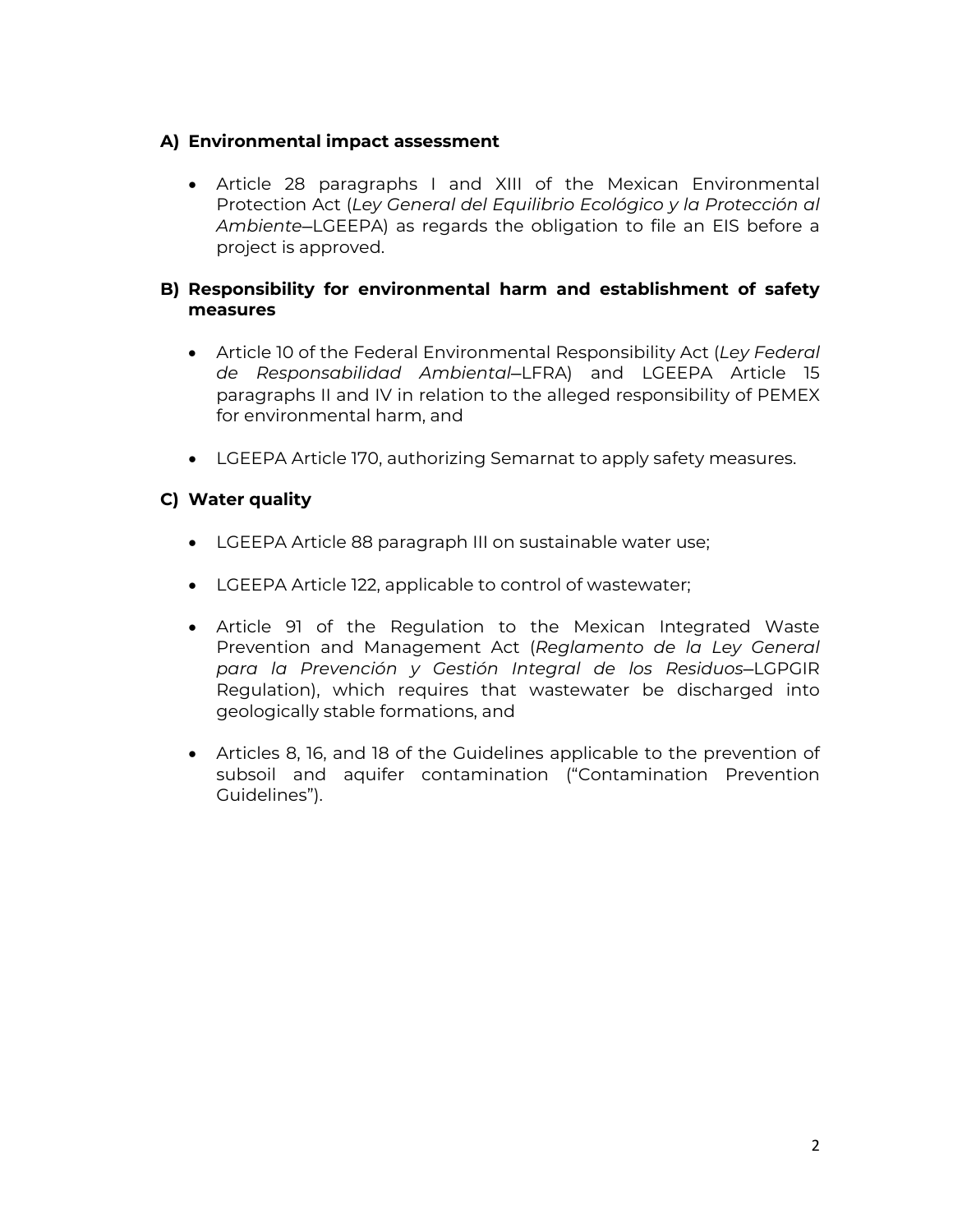**A) Environmental impact assessment**

- Article 28 paragraphs I and XIII of the Mexican Environmental Protection Act (*Ley General del Equilibrio Ecológico y la Protección al Ambiente*—LGEEPA) as regards the obligation to file an EIS before a project is approved.

**B) Responsibility for environmental harm and establishment of safety measures**

- Article 10 of the Federal Environmental Responsibility Act (*Ley Federal de Responsabilidad Ambiental*—LFRA) and LGEEPA Article 15 paragraphs II and IV in relation to the alleged responsibility of PEMEX for environmental harm, and

- LGEEPA Article 170, authorizing Semarnat to apply safety measures.

**C) Water quality**

- LGEEPA Article 88 paragraph III on sustainable water use;

- LGEEPA Article 122, applicable to control of wastewater;

- Article 91 of the Regulation to the Mexican Integrated Waste Prevention and Management Act (*Reglamento de la Ley General para la Prevención y Gestión Integral de los Residuos*—LGPGIR Regulation), which requires that wastewater be discharged into geologically stable formations, and

- Articles 8, 16, and 18 of the Guidelines applicable to the prevention of subsoil and aquifer contamination ("Contamination Prevention Guidelines").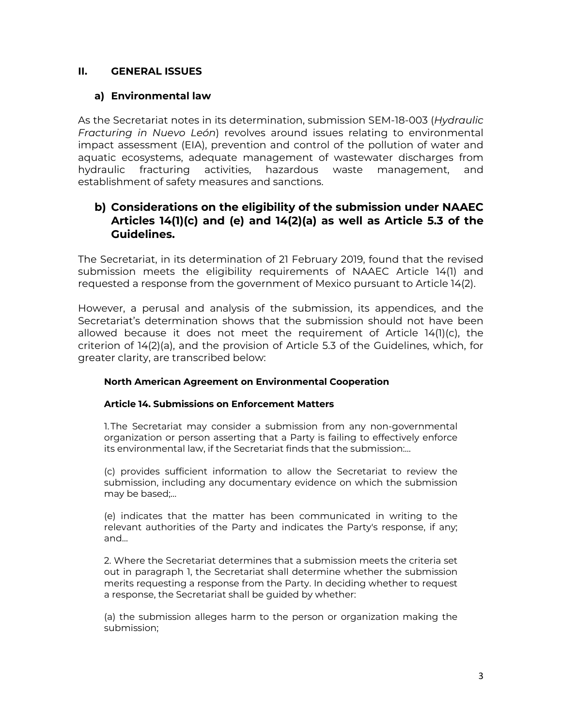## II. GENERAL ISSUES

### a) Environmental law

As the Secretariat notes in its determination, submission SEM-18-003 (*Hydraulic Fracturing in Nuevo León*) revolves around issues relating to environmental impact assessment (EIA), prevention and control of the pollution of water and aquatic ecosystems, adequate management of wastewater discharges from hydraulic fracturing activities, hazardous waste management, and establishment of safety measures and sanctions.

### b) Considerations on the eligibility of the submission under NAAEC Articles 14(1)(c) and (e) and 14(2)(a) as well as Article 5.3 of the Guidelines.

The Secretariat, in its determination of 21 February 2019, found that the revised submission meets the eligibility requirements of NAAEC Article 14(1) and requested a response from the government of Mexico pursuant to Article 14(2).

However, a perusal and analysis of the submission, its appendices, and the Secretariat's determination shows that the submission should not have been allowed because it does not meet the requirement of Article 14(1)(c), the criterion of 14(2)(a), and the provision of Article 5.3 of the Guidelines, which, for greater clarity, are transcribed below:

> **North American Agreement on Environmental Cooperation**
>
> **Article 14. Submissions on Enforcement Matters**
>
> 1. The Secretariat may consider a submission from any non-governmental organization or person asserting that a Party is failing to effectively enforce its environmental law, if the Secretariat finds that the submission:...
>
> (c) provides sufficient information to allow the Secretariat to review the submission, including any documentary evidence on which the submission may be based;...
>
> (e) indicates that the matter has been communicated in writing to the relevant authorities of the Party and indicates the Party's response, if any; and...
>
> 2. Where the Secretariat determines that a submission meets the criteria set out in paragraph 1, the Secretariat shall determine whether the submission merits requesting a response from the Party. In deciding whether to request a response, the Secretariat shall be guided by whether:
>
> (a) the submission alleges harm to the person or organization making the submission;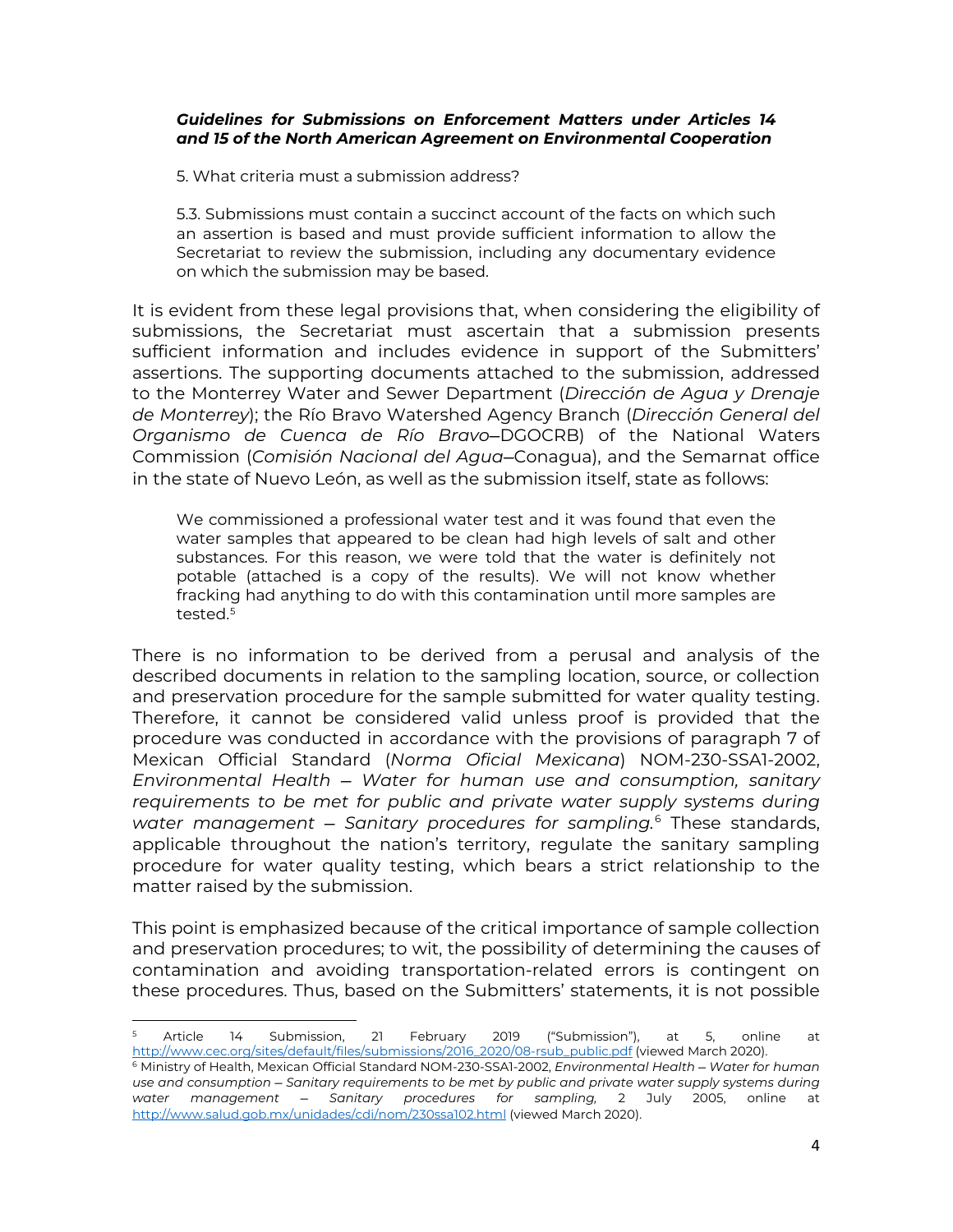> ***Guidelines for Submissions on Enforcement Matters under Articles 14 and 15 of the North American Agreement on Environmental Cooperation***
>
> 5. What criteria must a submission address?
>
> 5.3. Submissions must contain a succinct account of the facts on which such an assertion is based and must provide sufficient information to allow the Secretariat to review the submission, including any documentary evidence on which the submission may be based.

It is evident from these legal provisions that, when considering the eligibility of submissions, the Secretariat must ascertain that a submission presents sufficient information and includes evidence in support of the Submitters' assertions. The supporting documents attached to the submission, addressed to the Monterrey Water and Sewer Department (*Dirección de Agua y Drenaje de Monterrey*); the Río Bravo Watershed Agency Branch (*Dirección General del Organismo de Cuenca de Río Bravo*—DGOCRB) of the National Waters Commission (*Comisión Nacional del Agua*—Conagua), and the Semarnat office in the state of Nuevo León, as well as the submission itself, state as follows:

> We commissioned a professional water test and it was found that even the water samples that appeared to be clean had high levels of salt and other substances. For this reason, we were told that the water is definitely not potable (attached is a copy of the results). We will not know whether fracking had anything to do with this contamination until more samples are tested.[5]

There is no information to be derived from a perusal and analysis of the described documents in relation to the sampling location, source, or collection and preservation procedure for the sample submitted for water quality testing. Therefore, it cannot be considered valid unless proof is provided that the procedure was conducted in accordance with the provisions of paragraph 7 of Mexican Official Standard (*Norma Oficial Mexicana*) NOM-230-SSA1-2002, *Environmental Health – Water for human use and consumption, sanitary requirements to be met for public and private water supply systems during water management – Sanitary procedures for sampling.*[6] These standards, applicable throughout the nation's territory, regulate the sanitary sampling procedure for water quality testing, which bears a strict relationship to the matter raised by the submission.

This point is emphasized because of the critical importance of sample collection and preservation procedures; to wit, the possibility of determining the causes of contamination and avoiding transportation-related errors is contingent on these procedures. Thus, based on the Submitters' statements, it is not possible

---

[5] Article 14 Submission, 21 February 2019 ("Submission"), at 5, online at http://www.cec.org/sites/default/files/submissions/2016_2020/08-rsub_public.pdf (viewed March 2020).

[6] Ministry of Health, Mexican Official Standard NOM-230-SSA1-2002, *Environmental Health – Water for human use and consumption – Sanitary requirements to be met by public and private water supply systems during water management – Sanitary procedures for sampling,* 2 July 2005, online at http://www.salud.gob.mx/unidades/cdi/nom/230ssa102.html (viewed March 2020).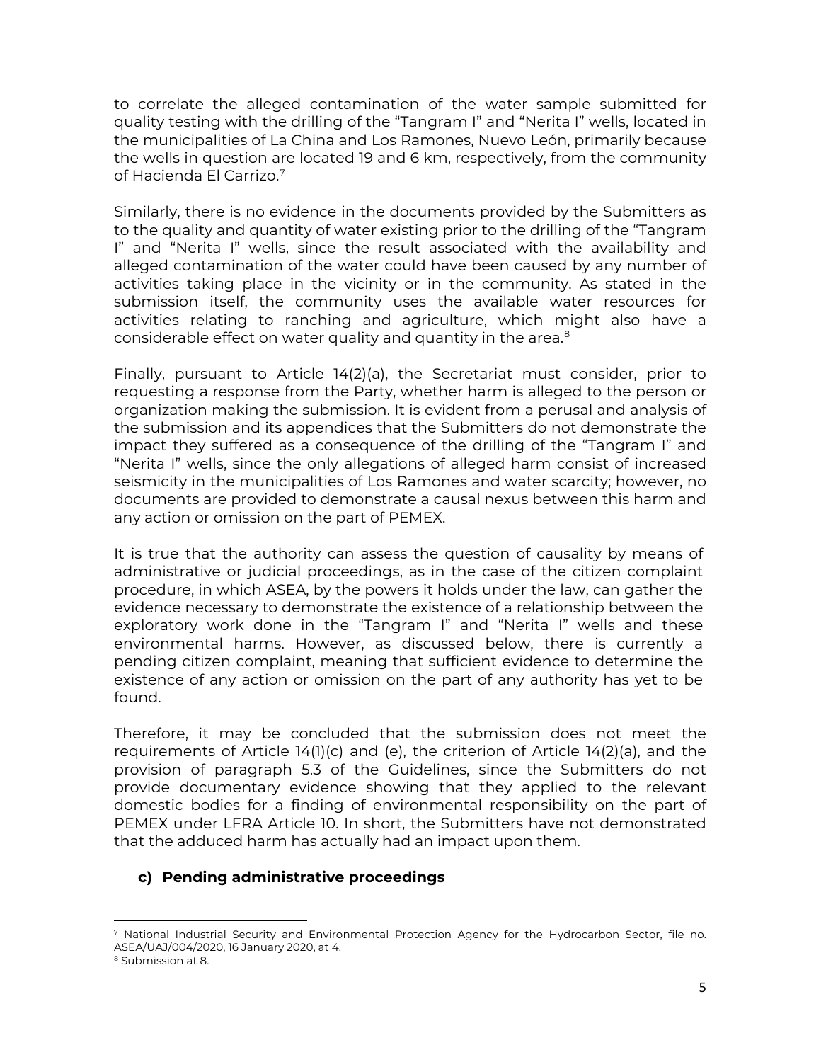to correlate the alleged contamination of the water sample submitted for quality testing with the drilling of the "Tangram I" and "Nerita I" wells, located in the municipalities of La China and Los Ramones, Nuevo León, primarily because the wells in question are located 19 and 6 km, respectively, from the community of Hacienda El Carrizo.[7]

Similarly, there is no evidence in the documents provided by the Submitters as to the quality and quantity of water existing prior to the drilling of the "Tangram I" and "Nerita I" wells, since the result associated with the availability and alleged contamination of the water could have been caused by any number of activities taking place in the vicinity or in the community. As stated in the submission itself, the community uses the available water resources for activities relating to ranching and agriculture, which might also have a considerable effect on water quality and quantity in the area.[8]

Finally, pursuant to Article 14(2)(a), the Secretariat must consider, prior to requesting a response from the Party, whether harm is alleged to the person or organization making the submission. It is evident from a perusal and analysis of the submission and its appendices that the Submitters do not demonstrate the impact they suffered as a consequence of the drilling of the "Tangram I" and "Nerita I" wells, since the only allegations of alleged harm consist of increased seismicity in the municipalities of Los Ramones and water scarcity; however, no documents are provided to demonstrate a causal nexus between this harm and any action or omission on the part of PEMEX.

It is true that the authority can assess the question of causality by means of administrative or judicial proceedings, as in the case of the citizen complaint procedure, in which ASEA, by the powers it holds under the law, can gather the evidence necessary to demonstrate the existence of a relationship between the exploratory work done in the "Tangram I" and "Nerita I" wells and these environmental harms. However, as discussed below, there is currently a pending citizen complaint, meaning that sufficient evidence to determine the existence of any action or omission on the part of any authority has yet to be found.

Therefore, it may be concluded that the submission does not meet the requirements of Article 14(1)(c) and (e), the criterion of Article 14(2)(a), and the provision of paragraph 5.3 of the Guidelines, since the Submitters do not provide documentary evidence showing that they applied to the relevant domestic bodies for a finding of environmental responsibility on the part of PEMEX under LFRA Article 10. In short, the Submitters have not demonstrated that the adduced harm has actually had an impact upon them.

### c) Pending administrative proceedings

---

[7] National Industrial Security and Environmental Protection Agency for the Hydrocarbon Sector, file no. ASEA/UAJ/004/2020, 16 January 2020, at 4.

[8] Submission at 8.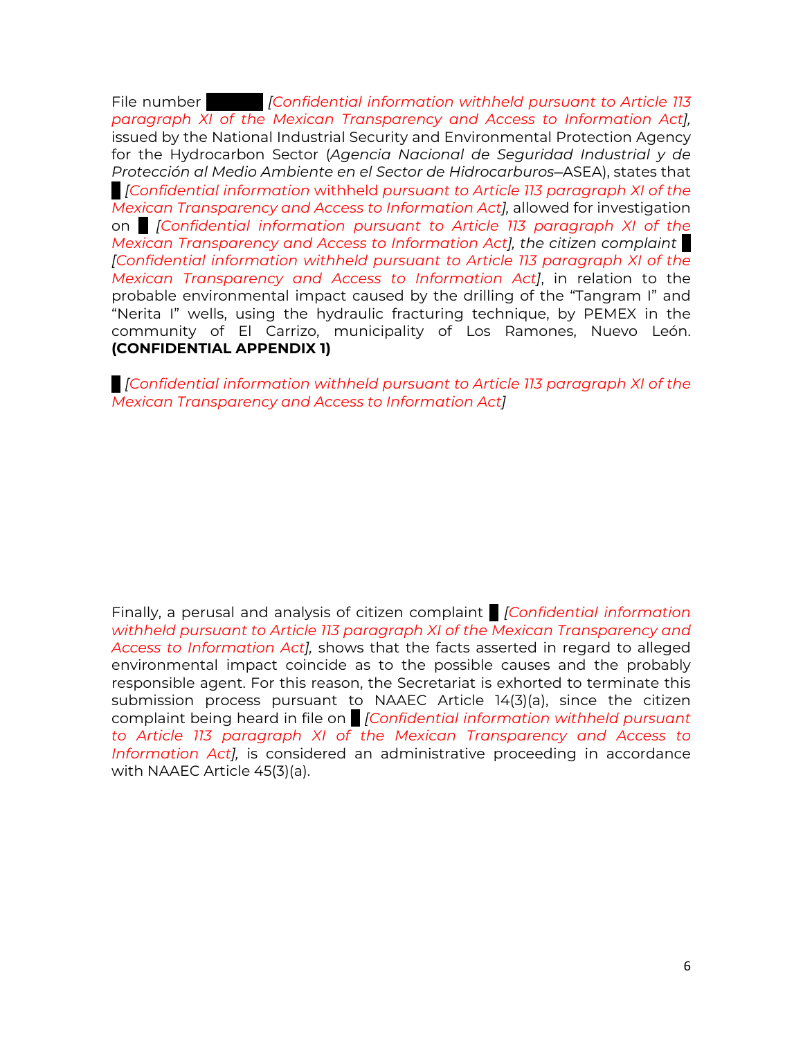File number ██████ *[Confidential information withheld pursuant to Article 113 paragraph XI of the Mexican Transparency and Access to Information Act],* issued by the National Industrial Security and Environmental Protection Agency for the Hydrocarbon Sector (*Agencia Nacional de Seguridad Industrial y de Protección al Medio Ambiente en el Sector de Hidrocarburos*—ASEA), states that █ *[Confidential information withheld pursuant to Article 113 paragraph XI of the Mexican Transparency and Access to Information Act],* allowed for investigation on █ *[Confidential information pursuant to Article 113 paragraph XI of the Mexican Transparency and Access to Information Act], the citizen complaint* █ *[Confidential information withheld pursuant to Article 113 paragraph XI of the Mexican Transparency and Access to Information Act]*, in relation to the probable environmental impact caused by the drilling of the "Tangram I" and "Nerita I" wells, using the hydraulic fracturing technique, by PEMEX in the community of El Carrizo, municipality of Los Ramones, Nuevo León. **(CONFIDENTIAL APPENDIX 1)**

█ *[Confidential information withheld pursuant to Article 113 paragraph XI of the Mexican Transparency and Access to Information Act]*

Finally, a perusal and analysis of citizen complaint █ *[Confidential information withheld pursuant to Article 113 paragraph XI of the Mexican Transparency and Access to Information Act],* shows that the facts asserted in regard to alleged environmental impact coincide as to the possible causes and the probably responsible agent. For this reason, the Secretariat is exhorted to terminate this submission process pursuant to NAAEC Article 14(3)(a), since the citizen complaint being heard in file on █ *[Confidential information withheld pursuant to Article 113 paragraph XI of the Mexican Transparency and Access to Information Act],* is considered an administrative proceeding in accordance with NAAEC Article 45(3)(a).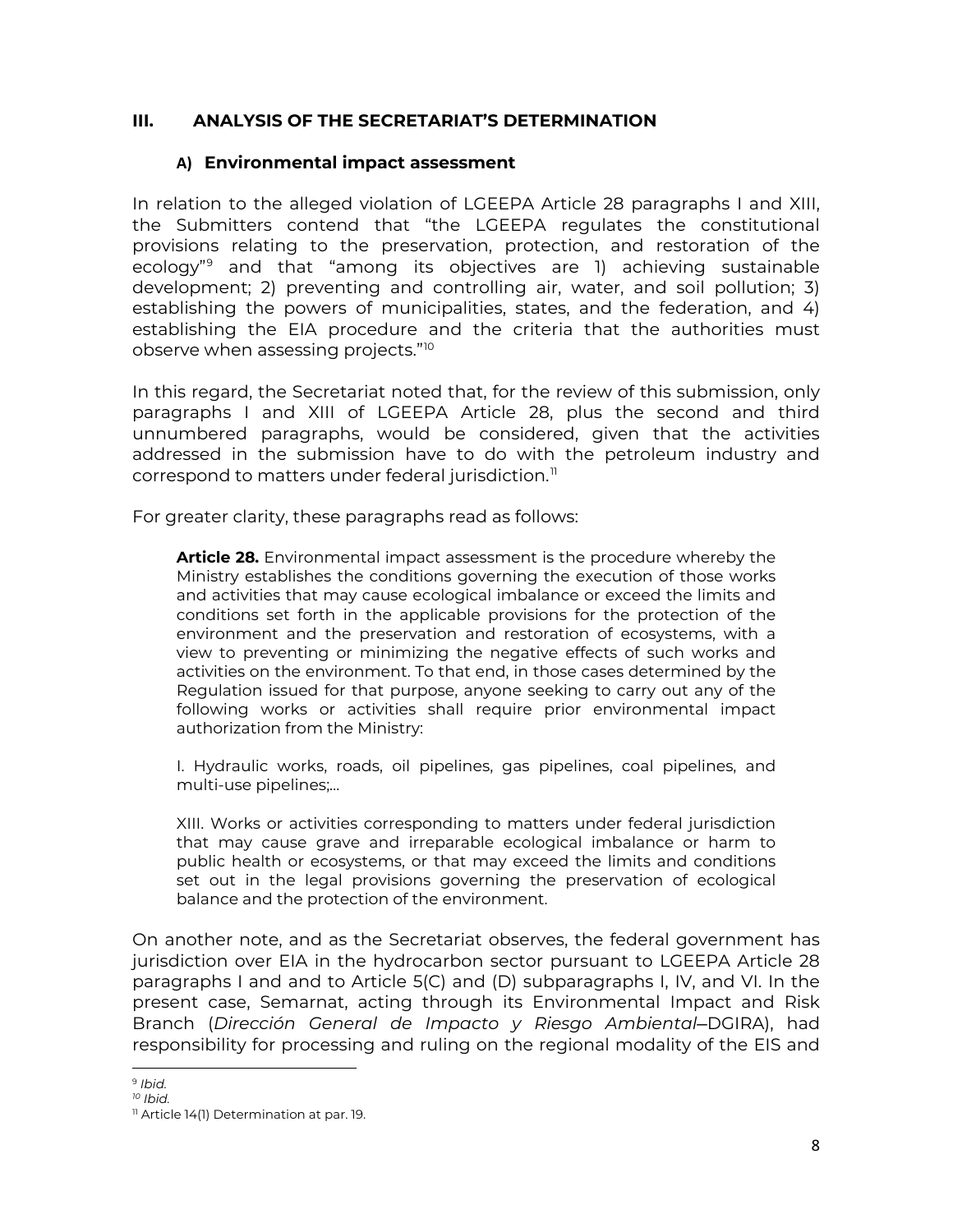## III. ANALYSIS OF THE SECRETARIAT'S DETERMINATION

### A) Environmental impact assessment

In relation to the alleged violation of LGEEPA Article 28 paragraphs I and XIII, the Submitters contend that "the LGEEPA regulates the constitutional provisions relating to the preservation, protection, and restoration of the ecology"[9] and that "among its objectives are 1) achieving sustainable development; 2) preventing and controlling air, water, and soil pollution; 3) establishing the powers of municipalities, states, and the federation, and 4) establishing the EIA procedure and the criteria that the authorities must observe when assessing projects."[10]

In this regard, the Secretariat noted that, for the review of this submission, only paragraphs I and XIII of LGEEPA Article 28, plus the second and third unnumbered paragraphs, would be considered, given that the activities addressed in the submission have to do with the petroleum industry and correspond to matters under federal jurisdiction.[11]

For greater clarity, these paragraphs read as follows:

> **Article 28.** Environmental impact assessment is the procedure whereby the Ministry establishes the conditions governing the execution of those works and activities that may cause ecological imbalance or exceed the limits and conditions set forth in the applicable provisions for the protection of the environment and the preservation and restoration of ecosystems, with a view to preventing or minimizing the negative effects of such works and activities on the environment. To that end, in those cases determined by the Regulation issued for that purpose, anyone seeking to carry out any of the following works or activities shall require prior environmental impact authorization from the Ministry:
>
> I. Hydraulic works, roads, oil pipelines, gas pipelines, coal pipelines, and multi-use pipelines;…
>
> XIII. Works or activities corresponding to matters under federal jurisdiction that may cause grave and irreparable ecological imbalance or harm to public health or ecosystems, or that may exceed the limits and conditions set out in the legal provisions governing the preservation of ecological balance and the protection of the environment.

On another note, and as the Secretariat observes, the federal government has jurisdiction over EIA in the hydrocarbon sector pursuant to LGEEPA Article 28 paragraphs I and and to Article 5(C) and (D) subparagraphs I, IV, and VI. In the present case, Semarnat, acting through its Environmental Impact and Risk Branch (*Dirección General de Impacto y Riesgo Ambiental*—DGIRA), had responsibility for processing and ruling on the regional modality of the EIS and

---

[9] *Ibid.*

[10] *Ibid.*

[11] Article 14(1) Determination at par. 19.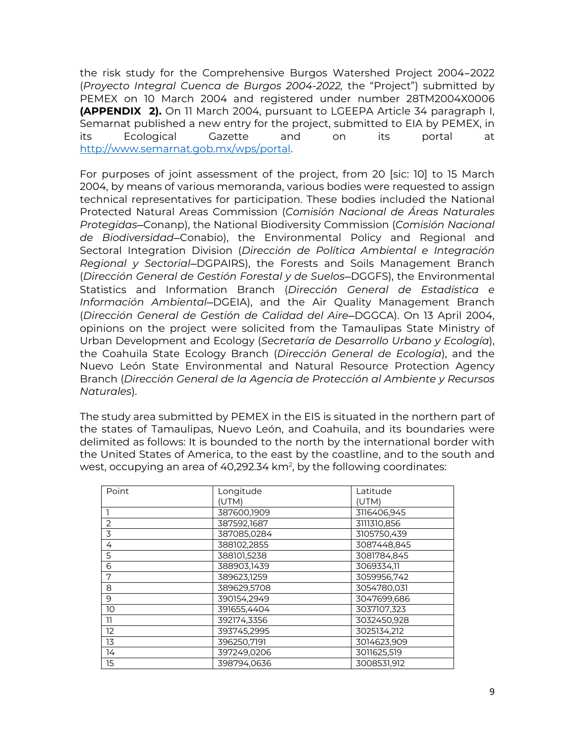the risk study for the Comprehensive Burgos Watershed Project 2004–2022 (*Proyecto Integral Cuenca de Burgos 2004-2022,* the "Project") submitted by PEMEX on 10 March 2004 and registered under number 28TM2004X0006 **(APPENDIX 2).** On 11 March 2004, pursuant to LGEEPA Article 34 paragraph I, Semarnat published a new entry for the project, submitted to EIA by PEMEX, in its Ecological Gazette and on its portal at http://www.semarnat.gob.mx/wps/portal.

For purposes of joint assessment of the project, from 20 [sic: 10] to 15 March 2004, by means of various memoranda, various bodies were requested to assign technical representatives for participation. These bodies included the National Protected Natural Areas Commission (*Comisión Nacional de Áreas Naturales Protegidas*—Conanp), the National Biodiversity Commission (*Comisión Nacional de Biodiversidad*—Conabio), the Environmental Policy and Regional and Sectoral Integration Division (*Dirección de Política Ambiental e Integración Regional y Sectorial*—DGPAIRS), the Forests and Soils Management Branch (*Dirección General de Gestión Forestal y de Suelos*—DGGFS), the Environmental Statistics and Information Branch (*Dirección General de Estadística e Información Ambiental*—DGEIA), and the Air Quality Management Branch (*Dirección General de Gestión de Calidad del Aire*—DGGCA). On 13 April 2004, opinions on the project were solicited from the Tamaulipas State Ministry of Urban Development and Ecology (*Secretaría de Desarrollo Urbano y Ecología*), the Coahuila State Ecology Branch (*Dirección General de Ecología*), and the Nuevo León State Environmental and Natural Resource Protection Agency Branch (*Dirección General de la Agencia de Protección al Ambiente y Recursos Naturales*).

The study area submitted by PEMEX in the EIS is situated in the northern part of the states of Tamaulipas, Nuevo León, and Coahuila, and its boundaries were delimited as follows: It is bounded to the north by the international border with the United States of America, to the east by the coastline, and to the south and west, occupying an area of 40,292.34 km$^2$, by the following coordinates:

| Point | Longitude (UTM) | Latitude (UTM) |
|---|---|---|
| 1 | 387600,1909 | 3116406,945 |
| 2 | 387592,1687 | 3111310,856 |
| 3 | 387085,0284 | 3105750,439 |
| 4 | 388102,2855 | 3087448,845 |
| 5 | 388101,5238 | 3081784,845 |
| 6 | 388903,1439 | 3069334,11 |
| 7 | 389623,1259 | 3059956,742 |
| 8 | 389629,5708 | 3054780,031 |
| 9 | 390154,2949 | 3047699,686 |
| 10 | 391655,4404 | 3037107,323 |
| 11 | 392174,3356 | 3032450,928 |
| 12 | 393745,2995 | 3025134,212 |
| 13 | 396250,7191 | 3014623,909 |
| 14 | 397249,0206 | 3011625,519 |
| 15 | 398794,0636 | 3008531,912 |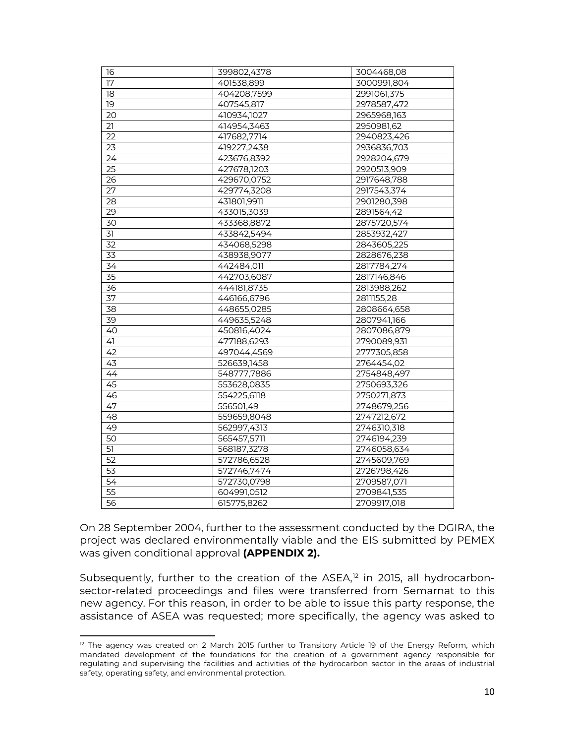| 16 | 399802,4378 | 3004468,08 |
|---|---|---|
| 17 | 401538,899 | 3000991,804 |
| 18 | 404208,7599 | 2991061,375 |
| 19 | 407545,817 | 2978587,472 |
| 20 | 410934,1027 | 2965968,163 |
| 21 | 414954,3463 | 2950981,62 |
| 22 | 417682,7714 | 2940823,426 |
| 23 | 419227,2438 | 2936836,703 |
| 24 | 423676,8392 | 2928204,679 |
| 25 | 427678,1203 | 2920513,909 |
| 26 | 429670,0752 | 2917648,788 |
| 27 | 429774,3208 | 2917543,374 |
| 28 | 431801,9911 | 2901280,398 |
| 29 | 433015,3039 | 2891564,42 |
| 30 | 433368,8872 | 2875720,574 |
| 31 | 433842,5494 | 2853932,427 |
| 32 | 434068,5298 | 2843605,225 |
| 33 | 438938,9077 | 2828676,238 |
| 34 | 442484,011 | 2817784,274 |
| 35 | 442703,6087 | 2817146,846 |
| 36 | 444181,8735 | 2813988,262 |
| 37 | 446166,6796 | 2811155,28 |
| 38 | 448655,0285 | 2808664,658 |
| 39 | 449635,5248 | 2807941,166 |
| 40 | 450816,4024 | 2807086,879 |
| 41 | 477188,6293 | 2790089,931 |
| 42 | 497044,4569 | 2777305,858 |
| 43 | 526639,1458 | 2764454,02 |
| 44 | 548777,7886 | 2754848,497 |
| 45 | 553628,0835 | 2750693,326 |
| 46 | 554225,6118 | 2750271,873 |
| 47 | 556501,49 | 2748679,256 |
| 48 | 559659,8048 | 2747212,672 |
| 49 | 562997,4313 | 2746310,318 |
| 50 | 565457,5711 | 2746194,239 |
| 51 | 568187,3278 | 2746058,634 |
| 52 | 572786,6528 | 2745609,769 |
| 53 | 572746,7474 | 2726798,426 |
| 54 | 572730,0798 | 2709587,071 |
| 55 | 604991,0512 | 2709841,535 |
| 56 | 615775,8262 | 2709917,018 |

On 28 September 2004, further to the assessment conducted by the DGIRA, the project was declared environmentally viable and the EIS submitted by PEMEX was given conditional approval **(APPENDIX 2).**

Subsequently, further to the creation of the ASEA,[12] in 2015, all hydrocarbon-sector-related proceedings and files were transferred from Semarnat to this new agency. For this reason, in order to be able to issue this party response, the assistance of ASEA was requested; more specifically, the agency was asked to

[12] The agency was created on 2 March 2015 further to Transitory Article 19 of the Energy Reform, which mandated development of the foundations for the creation of a government agency responsible for regulating and supervising the facilities and activities of the hydrocarbon sector in the areas of industrial safety, operating safety, and environmental protection.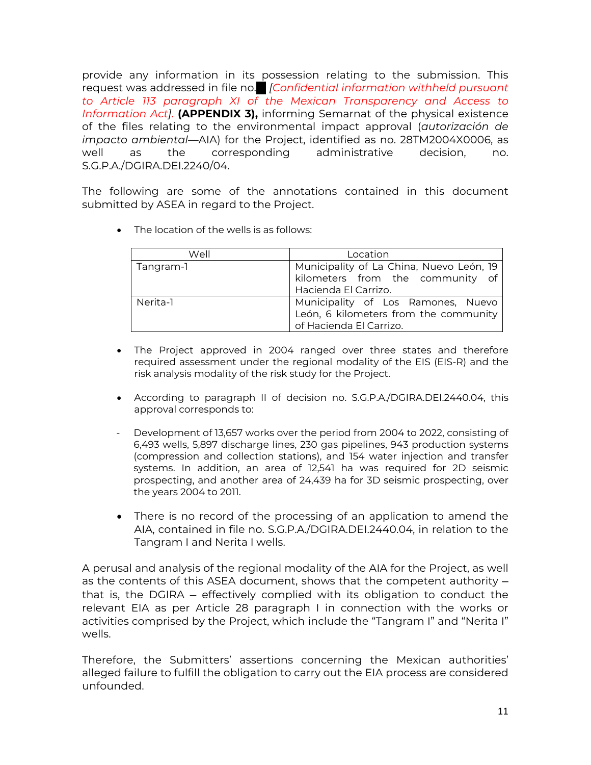provide any information in its possession relating to the submission. This request was addressed in file no.█ *[Confidential information withheld pursuant to Article 113 paragraph XI of the Mexican Transparency and Access to Information Act]*. **(APPENDIX 3),** informing Semarnat of the physical existence of the files relating to the environmental impact approval (*autorización de impacto ambiental*—AIA) for the Project, identified as no. 28TM2004X0006, as well as the corresponding administrative decision, no. S.G.P.A./DGIRA.DEI.2240/04.

The following are some of the annotations contained in this document submitted by ASEA in regard to the Project.

- The location of the wells is as follows:

| Well | Location |
|---|---|
| Tangram-1 | Municipality of La China, Nuevo León, 19 kilometers from the community of Hacienda El Carrizo. |
| Nerita-1 | Municipality of Los Ramones, Nuevo León, 6 kilometers from the community of Hacienda El Carrizo. |

- The Project approved in 2004 ranged over three states and therefore required assessment under the regional modality of the EIS (EIS-R) and the risk analysis modality of the risk study for the Project.

- According to paragraph II of decision no. S.G.P.A./DGIRA.DEI.2440.04, this approval corresponds to:

- Development of 13,657 works over the period from 2004 to 2022, consisting of 6,493 wells, 5,897 discharge lines, 230 gas pipelines, 943 production systems (compression and collection stations), and 154 water injection and transfer systems. In addition, an area of 12,541 ha was required for 2D seismic prospecting, and another area of 24,439 ha for 3D seismic prospecting, over the years 2004 to 2011.

- There is no record of the processing of an application to amend the AIA, contained in file no. S.G.P.A./DGIRA.DEI.2440.04, in relation to the Tangram I and Nerita I wells.

A perusal and analysis of the regional modality of the AIA for the Project, as well as the contents of this ASEA document, shows that the competent authority – that is, the DGIRA – effectively complied with its obligation to conduct the relevant EIA as per Article 28 paragraph I in connection with the works or activities comprised by the Project, which include the "Tangram I" and "Nerita I" wells.

Therefore, the Submitters' assertions concerning the Mexican authorities' alleged failure to fulfill the obligation to carry out the EIA process are considered unfounded.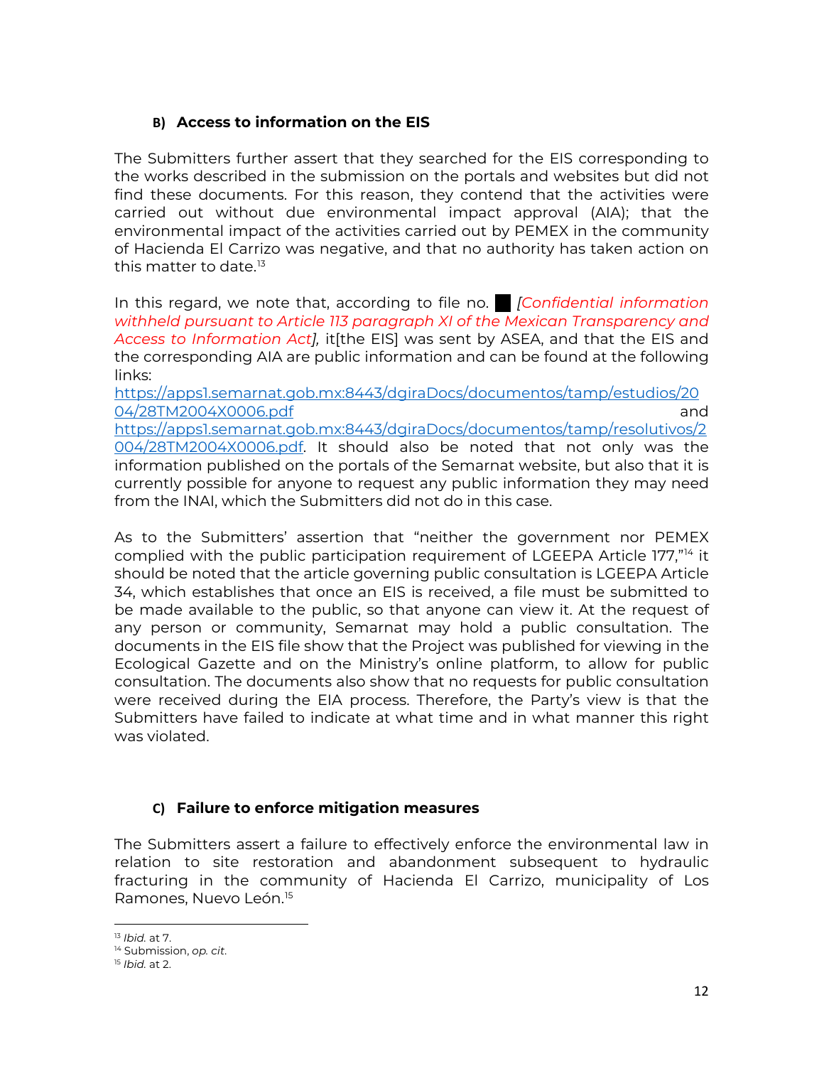### B) Access to information on the EIS

The Submitters further assert that they searched for the EIS corresponding to the works described in the submission on the portals and websites but did not find these documents. For this reason, they contend that the activities were carried out without due environmental impact approval (AIA); that the environmental impact of the activities carried out by PEMEX in the community of Hacienda El Carrizo was negative, and that no authority has taken action on this matter to date.[13]

In this regard, we note that, according to file no. █ *[Confidential information withheld pursuant to Article 113 paragraph XI of the Mexican Transparency and Access to Information Act],* it[the EIS] was sent by ASEA, and that the EIS and the corresponding AIA are public information and can be found at the following links: https://apps1.semarnat.gob.mx:8443/dgiraDocs/documentos/tamp/estudios/2004/28TM2004X0006.pdf and https://apps1.semarnat.gob.mx:8443/dgiraDocs/documentos/tamp/resolutivos/2004/28TM2004X0006.pdf. It should also be noted that not only was the information published on the portals of the Semarnat website, but also that it is currently possible for anyone to request any public information they may need from the INAI, which the Submitters did not do in this case.

As to the Submitters' assertion that "neither the government nor PEMEX complied with the public participation requirement of LGEEPA Article 177,"[14] it should be noted that the article governing public consultation is LGEEPA Article 34, which establishes that once an EIS is received, a file must be submitted to be made available to the public, so that anyone can view it. At the request of any person or community, Semarnat may hold a public consultation. The documents in the EIS file show that the Project was published for viewing in the Ecological Gazette and on the Ministry's online platform, to allow for public consultation. The documents also show that no requests for public consultation were received during the EIA process. Therefore, the Party's view is that the Submitters have failed to indicate at what time and in what manner this right was violated.

### C) Failure to enforce mitigation measures

The Submitters assert a failure to effectively enforce the environmental law in relation to site restoration and abandonment subsequent to hydraulic fracturing in the community of Hacienda El Carrizo, municipality of Los Ramones, Nuevo León.[15]

---

[13] *Ibid.* at 7.
[14] Submission, *op. cit*.
[15] *Ibid.* at 2.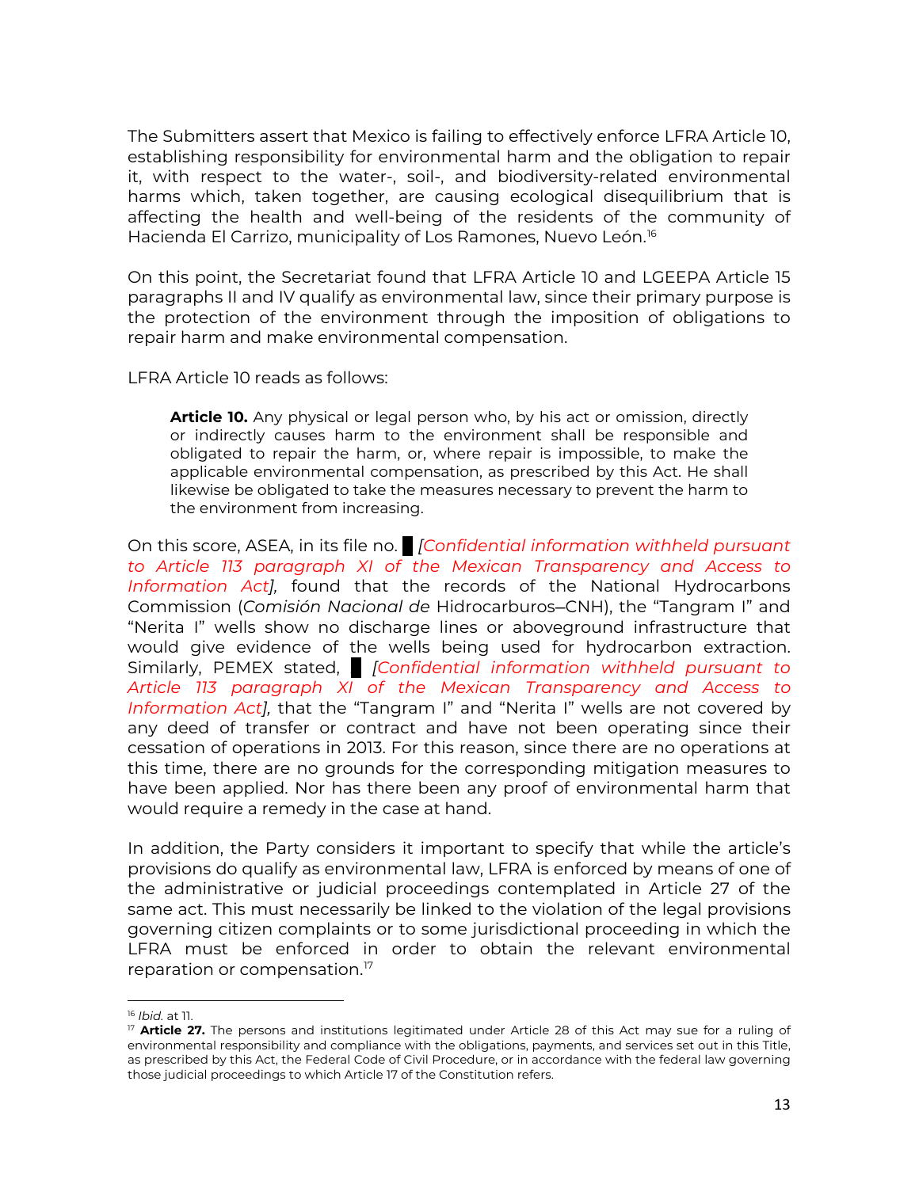The Submitters assert that Mexico is failing to effectively enforce LFRA Article 10, establishing responsibility for environmental harm and the obligation to repair it, with respect to the water-, soil-, and biodiversity-related environmental harms which, taken together, are causing ecological disequilibrium that is affecting the health and well-being of the residents of the community of Hacienda El Carrizo, municipality of Los Ramones, Nuevo León.[16]

On this point, the Secretariat found that LFRA Article 10 and LGEEPA Article 15 paragraphs II and IV qualify as environmental law, since their primary purpose is the protection of the environment through the imposition of obligations to repair harm and make environmental compensation.

LFRA Article 10 reads as follows:

> **Article 10.** Any physical or legal person who, by his act or omission, directly or indirectly causes harm to the environment shall be responsible and obligated to repair the harm, or, where repair is impossible, to make the applicable environmental compensation, as prescribed by this Act. He shall likewise be obligated to take the measures necessary to prevent the harm to the environment from increasing.

On this score, ASEA, in its file no. █ *[Confidential information withheld pursuant to Article 113 paragraph XI of the Mexican Transparency and Access to Information Act],* found that the records of the National Hydrocarbons Commission (*Comisión Nacional de* Hidrocarburos–CNH), the "Tangram I" and "Nerita I" wells show no discharge lines or aboveground infrastructure that would give evidence of the wells being used for hydrocarbon extraction. Similarly, PEMEX stated, █ *[Confidential information withheld pursuant to Article 113 paragraph XI of the Mexican Transparency and Access to Information Act],* that the "Tangram I" and "Nerita I" wells are not covered by any deed of transfer or contract and have not been operating since their cessation of operations in 2013. For this reason, since there are no operations at this time, there are no grounds for the corresponding mitigation measures to have been applied. Nor has there been any proof of environmental harm that would require a remedy in the case at hand.

In addition, the Party considers it important to specify that while the article's provisions do qualify as environmental law, LFRA is enforced by means of one of the administrative or judicial proceedings contemplated in Article 27 of the same act. This must necessarily be linked to the violation of the legal provisions governing citizen complaints or to some jurisdictional proceeding in which the LFRA must be enforced in order to obtain the relevant environmental reparation or compensation.[17]

---

[16] *Ibid.* at 11.

[17] **Article 27.** The persons and institutions legitimated under Article 28 of this Act may sue for a ruling of environmental responsibility and compliance with the obligations, payments, and services set out in this Title, as prescribed by this Act, the Federal Code of Civil Procedure, or in accordance with the federal law governing those judicial proceedings to which Article 17 of the Constitution refers.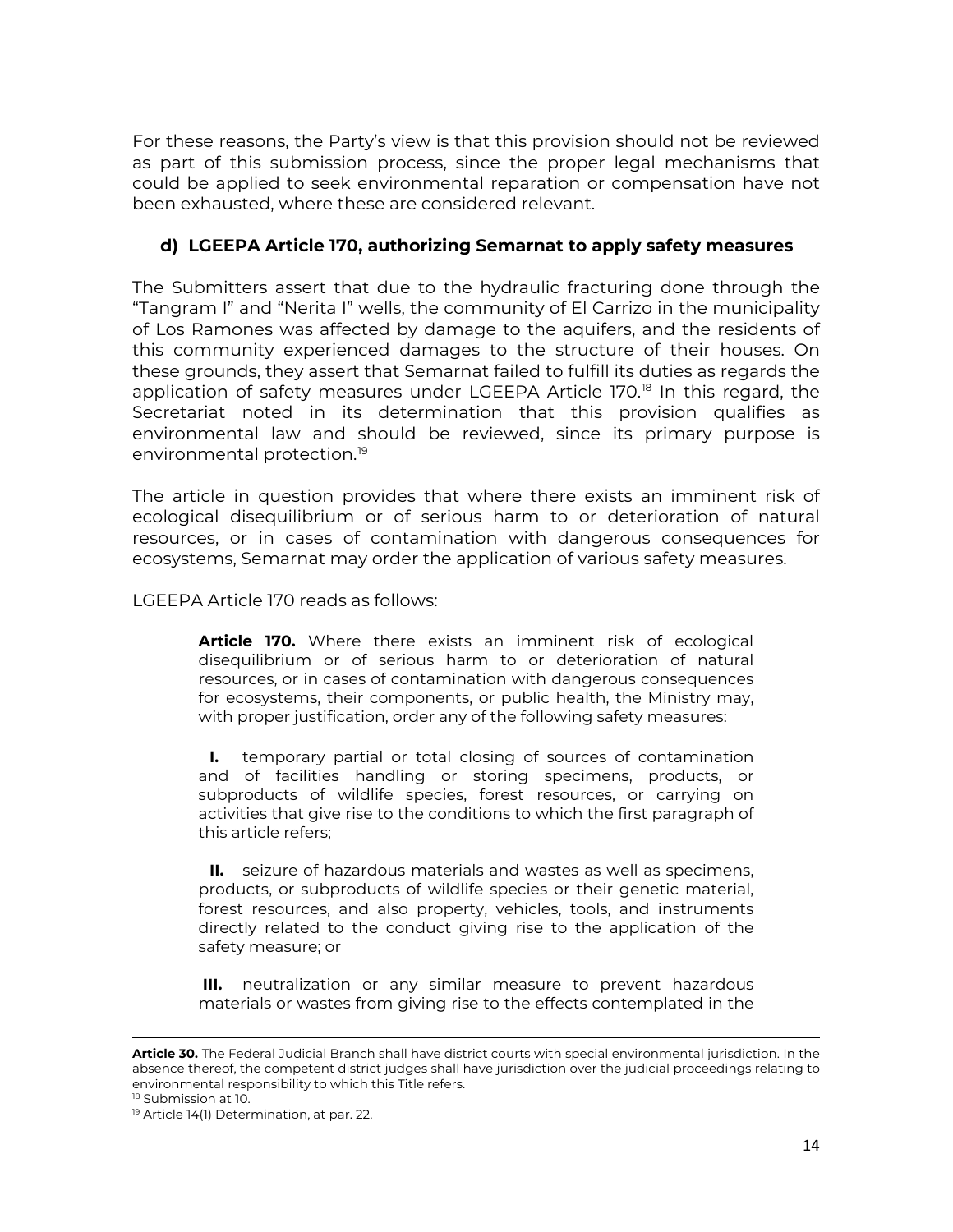For these reasons, the Party's view is that this provision should not be reviewed as part of this submission process, since the proper legal mechanisms that could be applied to seek environmental reparation or compensation have not been exhausted, where these are considered relevant.

### d) LGEEPA Article 170, authorizing Semarnat to apply safety measures

The Submitters assert that due to the hydraulic fracturing done through the "Tangram I" and "Nerita I" wells, the community of El Carrizo in the municipality of Los Ramones was affected by damage to the aquifers, and the residents of this community experienced damages to the structure of their houses. On these grounds, they assert that Semarnat failed to fulfill its duties as regards the application of safety measures under LGEEPA Article 170.[18] In this regard, the Secretariat noted in its determination that this provision qualifies as environmental law and should be reviewed, since its primary purpose is environmental protection.[19]

The article in question provides that where there exists an imminent risk of ecological disequilibrium or of serious harm to or deterioration of natural resources, or in cases of contamination with dangerous consequences for ecosystems, Semarnat may order the application of various safety measures.

LGEEPA Article 170 reads as follows:

> **Article 170.** Where there exists an imminent risk of ecological disequilibrium or of serious harm to or deterioration of natural resources, or in cases of contamination with dangerous consequences for ecosystems, their components, or public health, the Ministry may, with proper justification, order any of the following safety measures:
>
> **I.** temporary partial or total closing of sources of contamination and of facilities handling or storing specimens, products, or subproducts of wildlife species, forest resources, or carrying on activities that give rise to the conditions to which the first paragraph of this article refers;
>
> **II.** seizure of hazardous materials and wastes as well as specimens, products, or subproducts of wildlife species or their genetic material, forest resources, and also property, vehicles, tools, and instruments directly related to the conduct giving rise to the application of the safety measure; or
>
> **III.** neutralization or any similar measure to prevent hazardous materials or wastes from giving rise to the effects contemplated in the

---

**Article 30.** The Federal Judicial Branch shall have district courts with special environmental jurisdiction. In the absence thereof, the competent district judges shall have jurisdiction over the judicial proceedings relating to environmental responsibility to which this Title refers.

[18] Submission at 10.

[19] Article 14(1) Determination, at par. 22.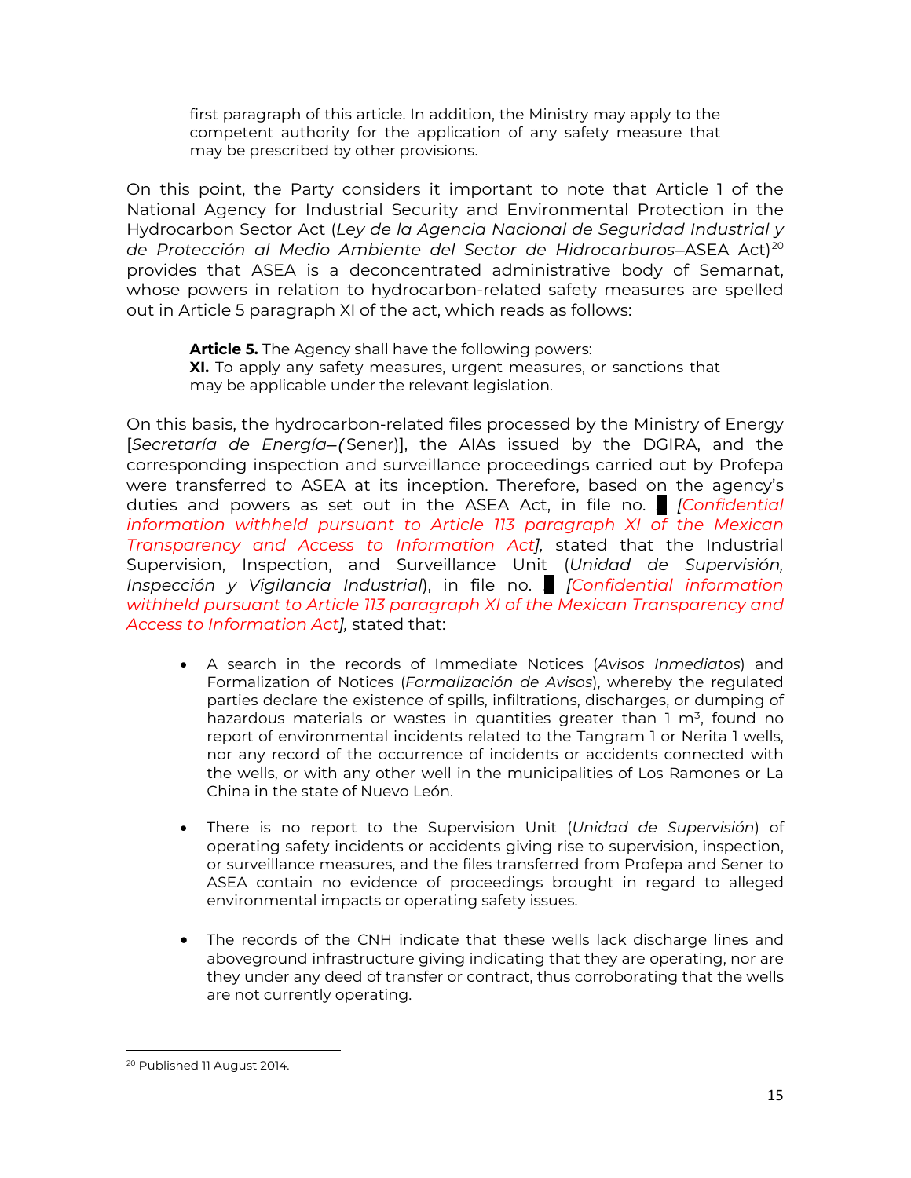> first paragraph of this article. In addition, the Ministry may apply to the competent authority for the application of any safety measure that may be prescribed by other provisions.

On this point, the Party considers it important to note that Article 1 of the National Agency for Industrial Security and Environmental Protection in the Hydrocarbon Sector Act (*Ley de la Agencia Nacional de Seguridad Industrial y de Protección al Medio Ambiente del Sector de Hidrocarburos*–ASEA Act)[20] provides that ASEA is a deconcentrated administrative body of Semarnat, whose powers in relation to hydrocarbon-related safety measures are spelled out in Article 5 paragraph XI of the act, which reads as follows:

> **Article 5.** The Agency shall have the following powers:
> **XI.** To apply any safety measures, urgent measures, or sanctions that may be applicable under the relevant legislation.

On this basis, the hydrocarbon-related files processed by the Ministry of Energy [*Secretaría de Energía–(*Sener)], the AIAs issued by the DGIRA, and the corresponding inspection and surveillance proceedings carried out by Profepa were transferred to ASEA at its inception. Therefore, based on the agency's duties and powers as set out in the ASEA Act, in file no. █ *[Confidential information withheld pursuant to Article 113 paragraph XI of the Mexican Transparency and Access to Information Act],* stated that the Industrial Supervision, Inspection, and Surveillance Unit (*Unidad de Supervisión, Inspección y Vigilancia Industrial*), in file no. █ *[Confidential information withheld pursuant to Article 113 paragraph XI of the Mexican Transparency and Access to Information Act],* stated that:

- A search in the records of Immediate Notices (*Avisos Inmediatos*) and Formalization of Notices (*Formalización de Avisos*), whereby the regulated parties declare the existence of spills, infiltrations, discharges, or dumping of hazardous materials or wastes in quantities greater than 1 $m^3$, found no report of environmental incidents related to the Tangram 1 or Nerita 1 wells, nor any record of the occurrence of incidents or accidents connected with the wells, or with any other well in the municipalities of Los Ramones or La China in the state of Nuevo León.

- There is no report to the Supervision Unit (*Unidad de Supervisión*) of operating safety incidents or accidents giving rise to supervision, inspection, or surveillance measures, and the files transferred from Profepa and Sener to ASEA contain no evidence of proceedings brought in regard to alleged environmental impacts or operating safety issues.

- The records of the CNH indicate that these wells lack discharge lines and aboveground infrastructure giving indicating that they are operating, nor are they under any deed of transfer or contract, thus corroborating that the wells are not currently operating.

[20] Published 11 August 2014.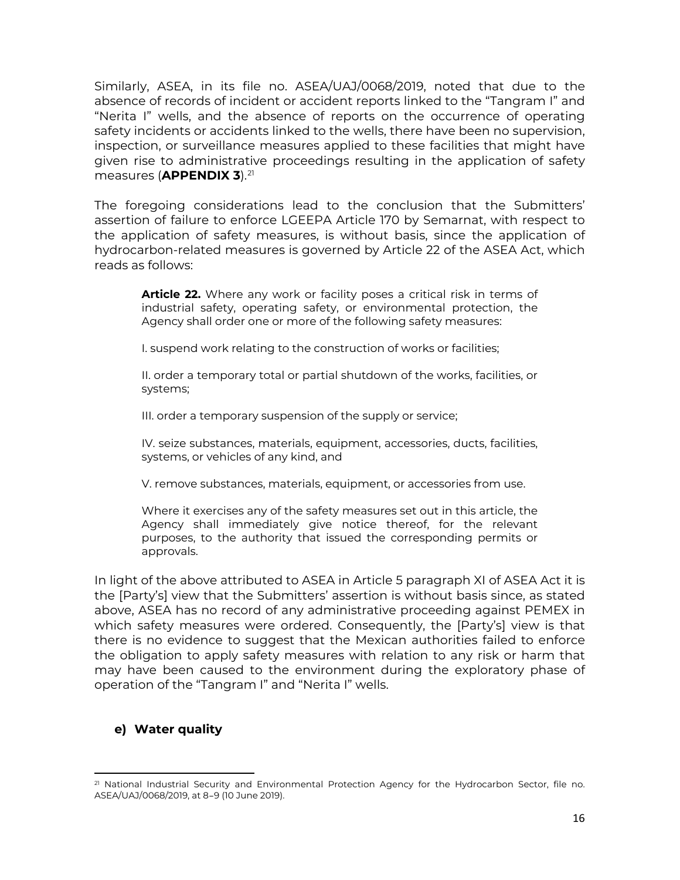Similarly, ASEA, in its file no. ASEA/UAJ/0068/2019, noted that due to the absence of records of incident or accident reports linked to the "Tangram I" and "Nerita I" wells, and the absence of reports on the occurrence of operating safety incidents or accidents linked to the wells, there have been no supervision, inspection, or surveillance measures applied to these facilities that might have given rise to administrative proceedings resulting in the application of safety measures (**APPENDIX 3**).[21]

The foregoing considerations lead to the conclusion that the Submitters' assertion of failure to enforce LGEEPA Article 170 by Semarnat, with respect to the application of safety measures, is without basis, since the application of hydrocarbon-related measures is governed by Article 22 of the ASEA Act, which reads as follows:

> **Article 22.** Where any work or facility poses a critical risk in terms of industrial safety, operating safety, or environmental protection, the Agency shall order one or more of the following safety measures:
>
> I. suspend work relating to the construction of works or facilities;
>
> II. order a temporary total or partial shutdown of the works, facilities, or systems;
>
> III. order a temporary suspension of the supply or service;
>
> IV. seize substances, materials, equipment, accessories, ducts, facilities, systems, or vehicles of any kind, and
>
> V. remove substances, materials, equipment, or accessories from use.
>
> Where it exercises any of the safety measures set out in this article, the Agency shall immediately give notice thereof, for the relevant purposes, to the authority that issued the corresponding permits or approvals.

In light of the above attributed to ASEA in Article 5 paragraph XI of ASEA Act it is the [Party's] view that the Submitters' assertion is without basis since, as stated above, ASEA has no record of any administrative proceeding against PEMEX in which safety measures were ordered. Consequently, the [Party's] view is that there is no evidence to suggest that the Mexican authorities failed to enforce the obligation to apply safety measures with relation to any risk or harm that may have been caused to the environment during the exploratory phase of operation of the "Tangram I" and "Nerita I" wells.

#### e) Water quality

---

[21] National Industrial Security and Environmental Protection Agency for the Hydrocarbon Sector, file no. ASEA/UAJ/0068/2019, at 8–9 (10 June 2019).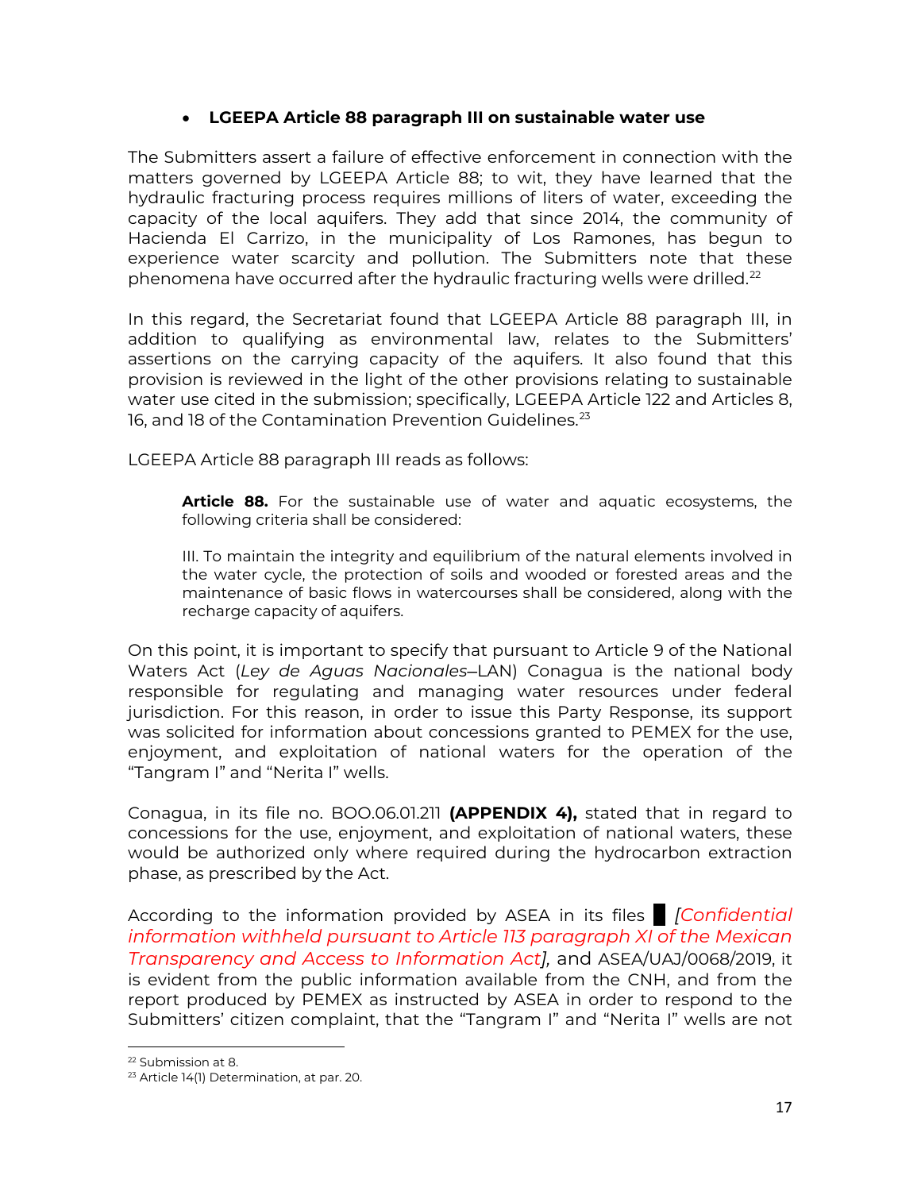- **LGEEPA Article 88 paragraph III on sustainable water use**

The Submitters assert a failure of effective enforcement in connection with the matters governed by LGEEPA Article 88; to wit, they have learned that the hydraulic fracturing process requires millions of liters of water, exceeding the capacity of the local aquifers. They add that since 2014, the community of Hacienda El Carrizo, in the municipality of Los Ramones, has begun to experience water scarcity and pollution. The Submitters note that these phenomena have occurred after the hydraulic fracturing wells were drilled.[22]

In this regard, the Secretariat found that LGEEPA Article 88 paragraph III, in addition to qualifying as environmental law, relates to the Submitters' assertions on the carrying capacity of the aquifers. It also found that this provision is reviewed in the light of the other provisions relating to sustainable water use cited in the submission; specifically, LGEEPA Article 122 and Articles 8, 16, and 18 of the Contamination Prevention Guidelines.[23]

LGEEPA Article 88 paragraph III reads as follows:

> **Article 88.** For the sustainable use of water and aquatic ecosystems, the following criteria shall be considered:
>
> III. To maintain the integrity and equilibrium of the natural elements involved in the water cycle, the protection of soils and wooded or forested areas and the maintenance of basic flows in watercourses shall be considered, along with the recharge capacity of aquifers.

On this point, it is important to specify that pursuant to Article 9 of the National Waters Act (*Ley de Aguas Nacionales*—LAN) Conagua is the national body responsible for regulating and managing water resources under federal jurisdiction. For this reason, in order to issue this Party Response, its support was solicited for information about concessions granted to PEMEX for the use, enjoyment, and exploitation of national waters for the operation of the "Tangram I" and "Nerita I" wells.

Conagua, in its file no. BOO.06.01.211 **(APPENDIX 4),** stated that in regard to concessions for the use, enjoyment, and exploitation of national waters, these would be authorized only where required during the hydrocarbon extraction phase, as prescribed by the Act.

According to the information provided by ASEA in its files █ *[Confidential information withheld pursuant to Article 113 paragraph XI of the Mexican Transparency and Access to Information Act],* and ASEA/UAJ/0068/2019, it is evident from the public information available from the CNH, and from the report produced by PEMEX as instructed by ASEA in order to respond to the Submitters' citizen complaint, that the "Tangram I" and "Nerita I" wells are not

---

[22] Submission at 8.

[23] Article 14(1) Determination, at par. 20.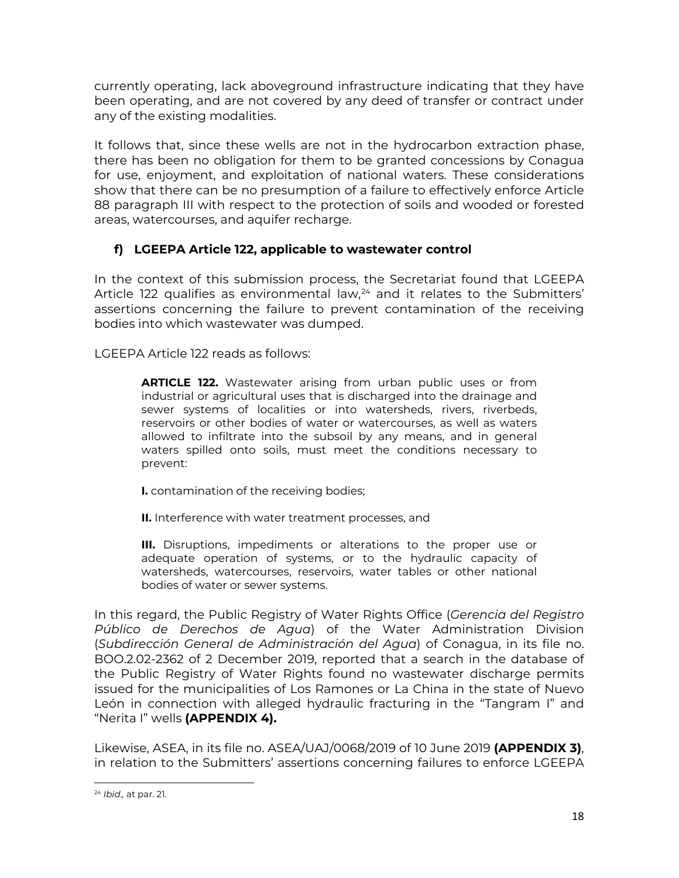currently operating, lack aboveground infrastructure indicating that they have been operating, and are not covered by any deed of transfer or contract under any of the existing modalities.

It follows that, since these wells are not in the hydrocarbon extraction phase, there has been no obligation for them to be granted concessions by Conagua for use, enjoyment, and exploitation of national waters. These considerations show that there can be no presumption of a failure to effectively enforce Article 88 paragraph III with respect to the protection of soils and wooded or forested areas, watercourses, and aquifer recharge.

### f) LGEEPA Article 122, applicable to wastewater control

In the context of this submission process, the Secretariat found that LGEEPA Article 122 qualifies as environmental law,[24] and it relates to the Submitters' assertions concerning the failure to prevent contamination of the receiving bodies into which wastewater was dumped.

LGEEPA Article 122 reads as follows:

> **ARTICLE 122.** Wastewater arising from urban public uses or from industrial or agricultural uses that is discharged into the drainage and sewer systems of localities or into watersheds, rivers, riverbeds, reservoirs or other bodies of water or watercourses, as well as waters allowed to infiltrate into the subsoil by any means, and in general waters spilled onto soils, must meet the conditions necessary to prevent:
>
> **I.** contamination of the receiving bodies;
>
> **II.** Interference with water treatment processes, and
>
> **III.** Disruptions, impediments or alterations to the proper use or adequate operation of systems, or to the hydraulic capacity of watersheds, watercourses, reservoirs, water tables or other national bodies of water or sewer systems.

In this regard, the Public Registry of Water Rights Office (*Gerencia del Registro Público de Derechos de Agua*) of the Water Administration Division (*Subdirección General de Administración del Agua*) of Conagua, in its file no. BOO.2.02-2362 of 2 December 2019, reported that a search in the database of the Public Registry of Water Rights found no wastewater discharge permits issued for the municipalities of Los Ramones or La China in the state of Nuevo León in connection with alleged hydraulic fracturing in the "Tangram I" and "Nerita I" wells **(APPENDIX 4).**

Likewise, ASEA, in its file no. ASEA/UAJ/0068/2019 of 10 June 2019 **(APPENDIX 3)**, in relation to the Submitters' assertions concerning failures to enforce LGEEPA

[24] *Ibid.,* at par. 21.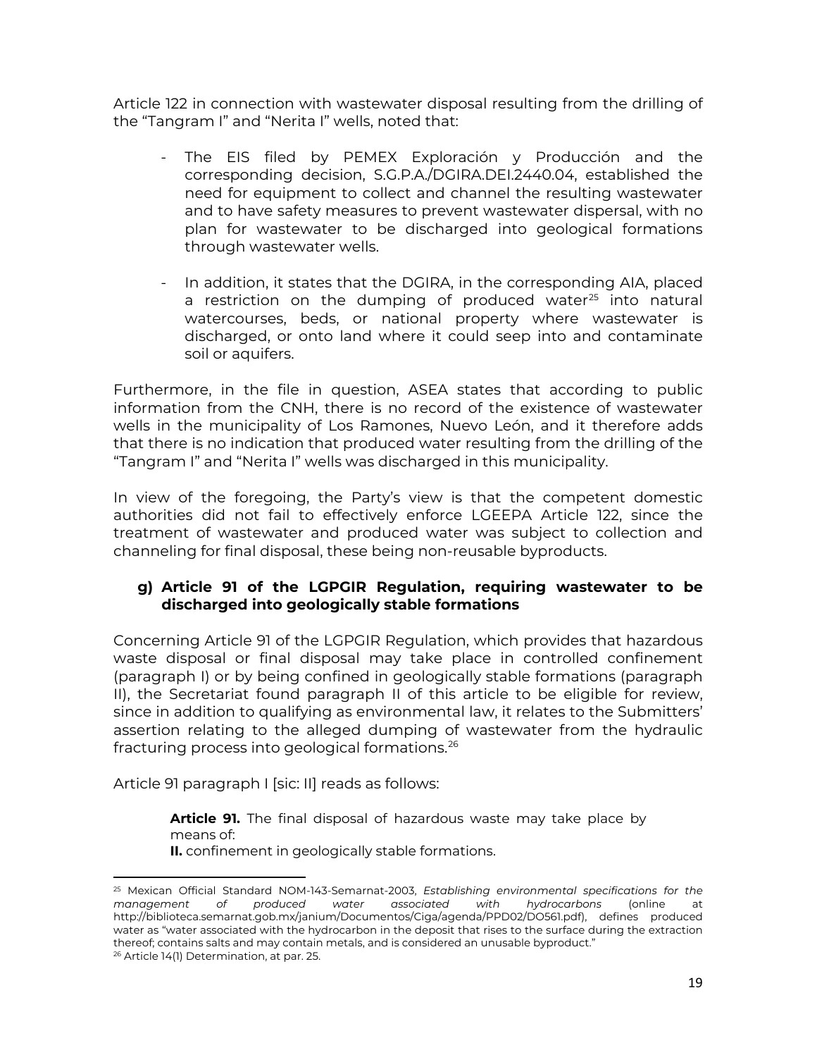Article 122 in connection with wastewater disposal resulting from the drilling of the "Tangram I" and "Nerita I" wells, noted that:

- The EIS filed by PEMEX Exploración y Producción and the corresponding decision, S.G.P.A./DGIRA.DEI.2440.04, established the need for equipment to collect and channel the resulting wastewater and to have safety measures to prevent wastewater dispersal, with no plan for wastewater to be discharged into geological formations through wastewater wells.

- In addition, it states that the DGIRA, in the corresponding AIA, placed a restriction on the dumping of produced water[25] into natural watercourses, beds, or national property where wastewater is discharged, or onto land where it could seep into and contaminate soil or aquifers.

Furthermore, in the file in question, ASEA states that according to public information from the CNH, there is no record of the existence of wastewater wells in the municipality of Los Ramones, Nuevo León, and it therefore adds that there is no indication that produced water resulting from the drilling of the "Tangram I" and "Nerita I" wells was discharged in this municipality.

In view of the foregoing, the Party's view is that the competent domestic authorities did not fail to effectively enforce LGEEPA Article 122, since the treatment of wastewater and produced water was subject to collection and channeling for final disposal, these being non-reusable byproducts.

### g) Article 91 of the LGPGIR Regulation, requiring wastewater to be discharged into geologically stable formations

Concerning Article 91 of the LGPGIR Regulation, which provides that hazardous waste disposal or final disposal may take place in controlled confinement (paragraph I) or by being confined in geologically stable formations (paragraph II), the Secretariat found paragraph II of this article to be eligible for review, since in addition to qualifying as environmental law, it relates to the Submitters' assertion relating to the alleged dumping of wastewater from the hydraulic fracturing process into geological formations.[26]

Article 91 paragraph I [sic: II] reads as follows:

> **Article 91.** The final disposal of hazardous waste may take place by means of:
> **II.** confinement in geologically stable formations.

---

[25] Mexican Official Standard NOM-143-Semarnat-2003, *Establishing environmental specifications for the management of produced water associated with hydrocarbons* (online at http://biblioteca.semarnat.gob.mx/janium/Documentos/Ciga/agenda/PPD02/DO561.pdf), defines produced water as "water associated with the hydrocarbon in the deposit that rises to the surface during the extraction thereof; contains salts and may contain metals, and is considered an unusable byproduct."

[26] Article 14(1) Determination, at par. 25.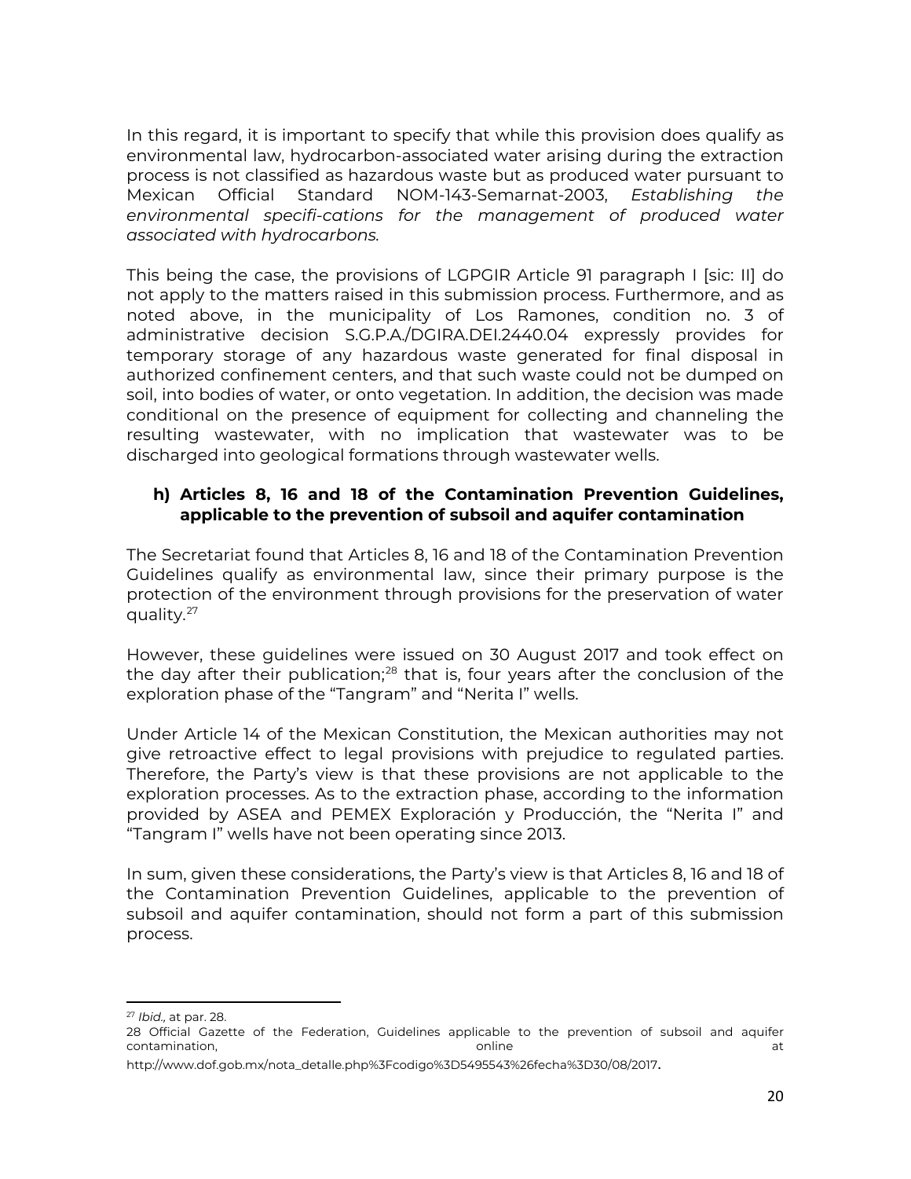In this regard, it is important to specify that while this provision does qualify as environmental law, hydrocarbon-associated water arising during the extraction process is not classified as hazardous waste but as produced water pursuant to Mexican Official Standard NOM-143-Semarnat-2003, *Establishing the environmental specifi-cations for the management of produced water associated with hydrocarbons.*

This being the case, the provisions of LGPGIR Article 91 paragraph I [sic: II] do not apply to the matters raised in this submission process. Furthermore, and as noted above, in the municipality of Los Ramones, condition no. 3 of administrative decision S.G.P.A./DGIRA.DEI.2440.04 expressly provides for temporary storage of any hazardous waste generated for final disposal in authorized confinement centers, and that such waste could not be dumped on soil, into bodies of water, or onto vegetation. In addition, the decision was made conditional on the presence of equipment for collecting and channeling the resulting wastewater, with no implication that wastewater was to be discharged into geological formations through wastewater wells.

### h) Articles 8, 16 and 18 of the Contamination Prevention Guidelines, applicable to the prevention of subsoil and aquifer contamination

The Secretariat found that Articles 8, 16 and 18 of the Contamination Prevention Guidelines qualify as environmental law, since their primary purpose is the protection of the environment through provisions for the preservation of water quality.[27]

However, these guidelines were issued on 30 August 2017 and took effect on the day after their publication;[28] that is, four years after the conclusion of the exploration phase of the "Tangram" and "Nerita I" wells.

Under Article 14 of the Mexican Constitution, the Mexican authorities may not give retroactive effect to legal provisions with prejudice to regulated parties. Therefore, the Party's view is that these provisions are not applicable to the exploration processes. As to the extraction phase, according to the information provided by ASEA and PEMEX Exploración y Producción, the "Nerita I" and "Tangram I" wells have not been operating since 2013.

In sum, given these considerations, the Party's view is that Articles 8, 16 and 18 of the Contamination Prevention Guidelines, applicable to the prevention of subsoil and aquifer contamination, should not form a part of this submission process.

---

[27] *Ibid.,* at par. 28.

28 Official Gazette of the Federation, Guidelines applicable to the prevention of subsoil and aquifer contamination, online at http://www.dof.gob.mx/nota_detalle.php%3Fcodigo%3D5495543%26fecha%3D30/08/2017.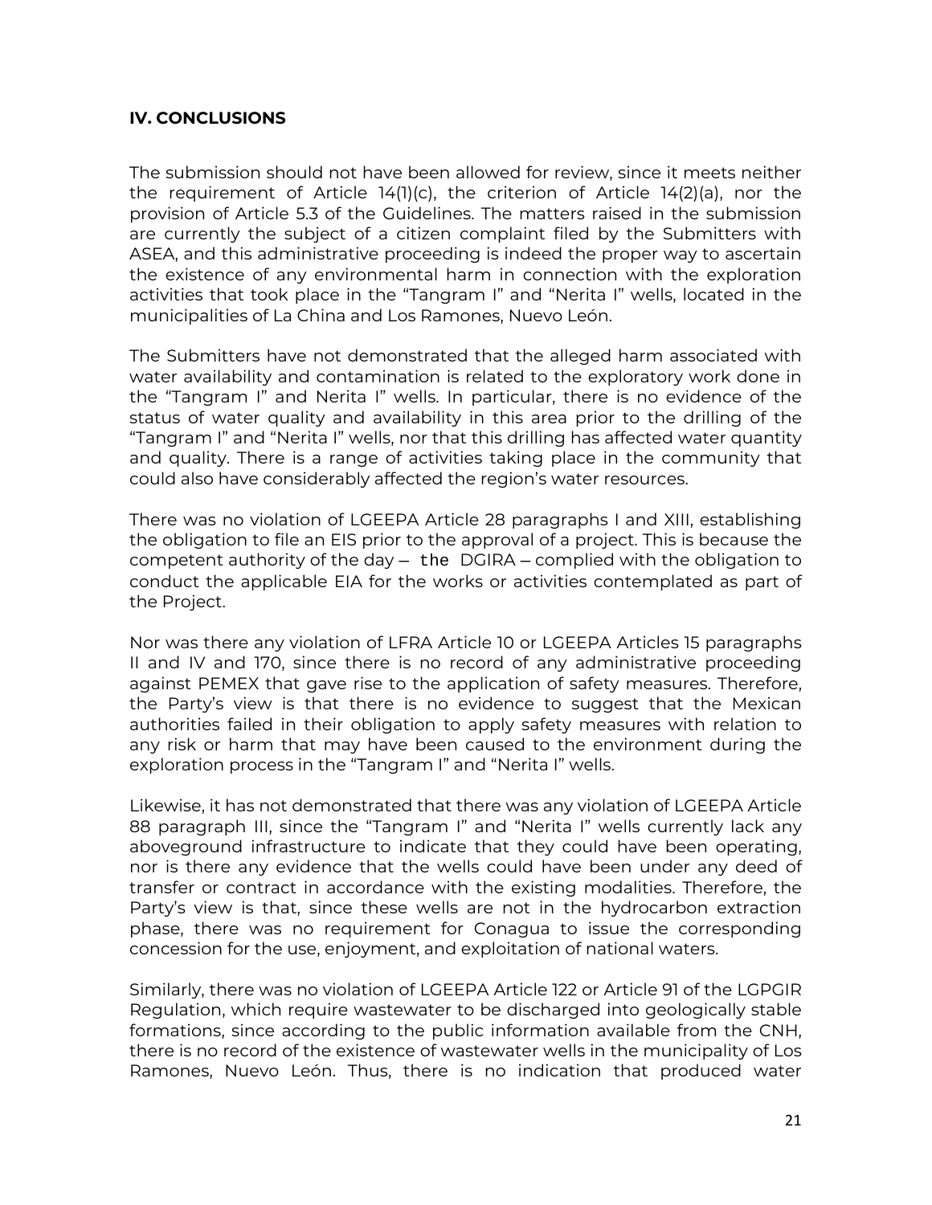## IV. CONCLUSIONS

The submission should not have been allowed for review, since it meets neither the requirement of Article 14(1)(c), the criterion of Article 14(2)(a), nor the provision of Article 5.3 of the Guidelines. The matters raised in the submission are currently the subject of a citizen complaint filed by the Submitters with ASEA, and this administrative proceeding is indeed the proper way to ascertain the existence of any environmental harm in connection with the exploration activities that took place in the "Tangram I" and "Nerita I" wells, located in the municipalities of La China and Los Ramones, Nuevo León.

The Submitters have not demonstrated that the alleged harm associated with water availability and contamination is related to the exploratory work done in the "Tangram I" and Nerita I" wells. In particular, there is no evidence of the status of water quality and availability in this area prior to the drilling of the "Tangram I" and "Nerita I" wells, nor that this drilling has affected water quantity and quality. There is a range of activities taking place in the community that could also have considerably affected the region's water resources.

There was no violation of LGEEPA Article 28 paragraphs I and XIII, establishing the obligation to file an EIS prior to the approval of a project. This is because the competent authority of the day – the DGIRA – complied with the obligation to conduct the applicable EIA for the works or activities contemplated as part of the Project.

Nor was there any violation of LFRA Article 10 or LGEEPA Articles 15 paragraphs II and IV and 170, since there is no record of any administrative proceeding against PEMEX that gave rise to the application of safety measures. Therefore, the Party's view is that there is no evidence to suggest that the Mexican authorities failed in their obligation to apply safety measures with relation to any risk or harm that may have been caused to the environment during the exploration process in the "Tangram I" and "Nerita I" wells.

Likewise, it has not demonstrated that there was any violation of LGEEPA Article 88 paragraph III, since the "Tangram I" and "Nerita I" wells currently lack any aboveground infrastructure to indicate that they could have been operating, nor is there any evidence that the wells could have been under any deed of transfer or contract in accordance with the existing modalities. Therefore, the Party's view is that, since these wells are not in the hydrocarbon extraction phase, there was no requirement for Conagua to issue the corresponding concession for the use, enjoyment, and exploitation of national waters.

Similarly, there was no violation of LGEEPA Article 122 or Article 91 of the LGPGIR Regulation, which require wastewater to be discharged into geologically stable formations, since according to the public information available from the CNH, there is no record of the existence of wastewater wells in the municipality of Los Ramones, Nuevo León. Thus, there is no indication that produced water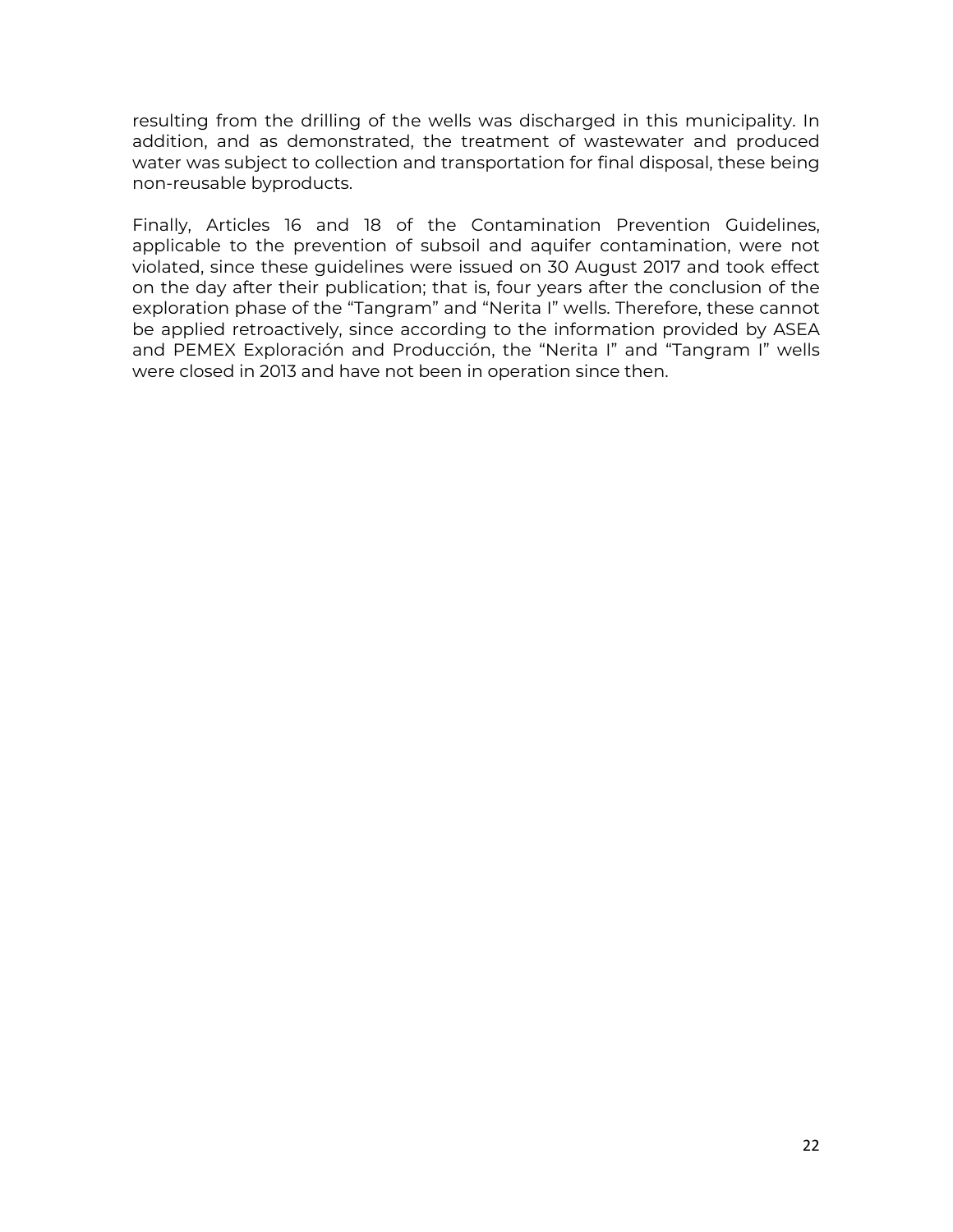resulting from the drilling of the wells was discharged in this municipality. In addition, and as demonstrated, the treatment of wastewater and produced water was subject to collection and transportation for final disposal, these being non-reusable byproducts.

Finally, Articles 16 and 18 of the Contamination Prevention Guidelines, applicable to the prevention of subsoil and aquifer contamination, were not violated, since these guidelines were issued on 30 August 2017 and took effect on the day after their publication; that is, four years after the conclusion of the exploration phase of the "Tangram" and "Nerita I" wells. Therefore, these cannot be applied retroactively, since according to the information provided by ASEA and PEMEX Exploración and Producción, the "Nerita I" and "Tangram I" wells were closed in 2013 and have not been in operation since then.